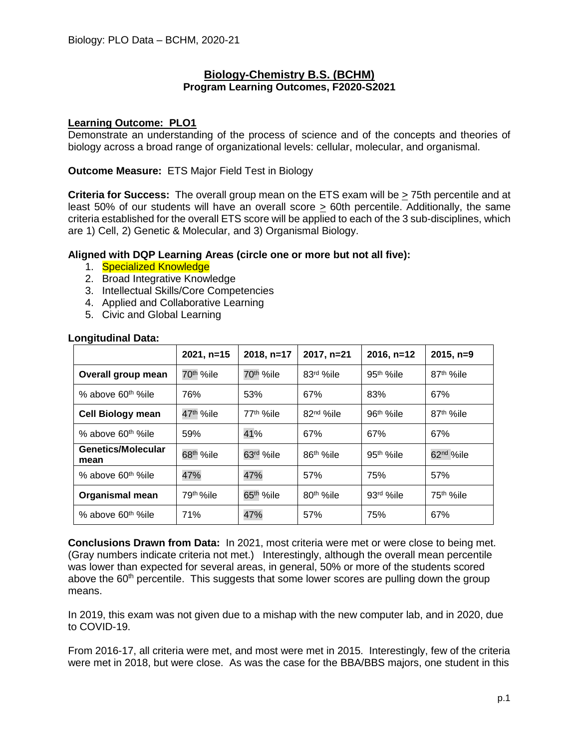# Biology-Chemistry B.S. (BCHM)

## Program Learning Outcomes, F2020-S2021

### Learning Outcome: PLO1

Demonstrate an understanding of the process of science and of the concepts and theories of biology across a broad range of organizational levels: cellular, molecular, and organismal.

**Outcome Measure:** ETS Major Field Test in Biology

**Criteria for Success:** The overall group mean on the ETS exam will be $\geq$ 75th percentile and at least 50% of our students will have an overall score $\geq$ 60th percentile. Additionally, the same criteria established for the overall ETS score will be applied to each of the 3 sub-disciplines, which are 1) Cell, 2) Genetic & Molecular, and 3) Organismal Biology.

**Aligned with DQP Learning Areas (circle one or more but not all five):**

1. Specialized Knowledge
2. Broad Integrative Knowledge
3. Intellectual Skills/Core Competencies
4. Applied and Collaborative Learning
5. Civic and Global Learning

**Longitudinal Data:**

| | 2021, n=15 | 2018, n=17 | 2017, n=21 | 2016, n=12 | 2015, n=9 |
|---|---|---|---|---|---|
| **Overall group mean** | 70th %ile | 70th %ile | 83rd %ile | 95th %ile | 87th %ile |
| % above 60th %ile | 76% | 53% | 67% | 83% | 67% |
| **Cell Biology mean** | 47th %ile | 77th %ile | 82nd %ile | 96th %ile | 87th %ile |
| % above 60th %ile | 59% | 41% | 67% | 67% | 67% |
| **Genetics/Molecular mean** | 68th %ile | 63rd %ile | 86th %ile | 95th %ile | 62nd %ile |
| % above 60th %ile | 47% | 47% | 57% | 75% | 57% |
| **Organismal mean** | 79th %ile | 65th %ile | 80th %ile | 93rd %ile | 75th %ile |
| % above 60th %ile | 71% | 47% | 57% | 75% | 67% |

**Conclusions Drawn from Data:** In 2021, most criteria were met or were close to being met. (Gray numbers indicate criteria not met.) Interestingly, although the overall mean percentile was lower than expected for several areas, in general, 50% or more of the students scored above the 60th percentile. This suggests that some lower scores are pulling down the group means.

In 2019, this exam was not given due to a mishap with the new computer lab, and in 2020, due to COVID-19.

From 2016-17, all criteria were met, and most were met in 2015. Interestingly, few of the criteria were met in 2018, but were close. As was the case for the BBA/BBS majors, one student in this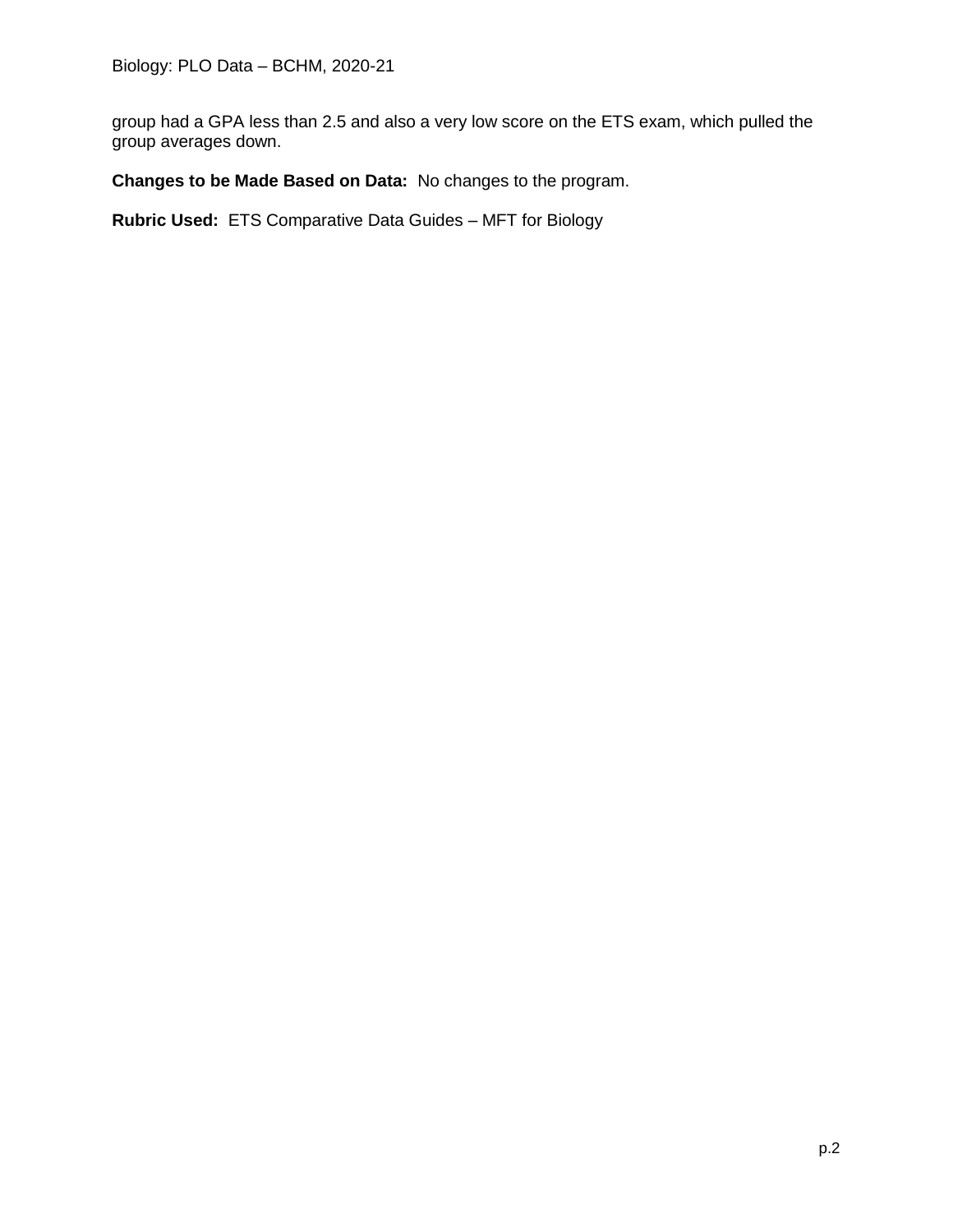group had a GPA less than 2.5 and also a very low score on the ETS exam, which pulled the group averages down.

**Changes to be Made Based on Data:** No changes to the program.

**Rubric Used:** ETS Comparative Data Guides – MFT for Biology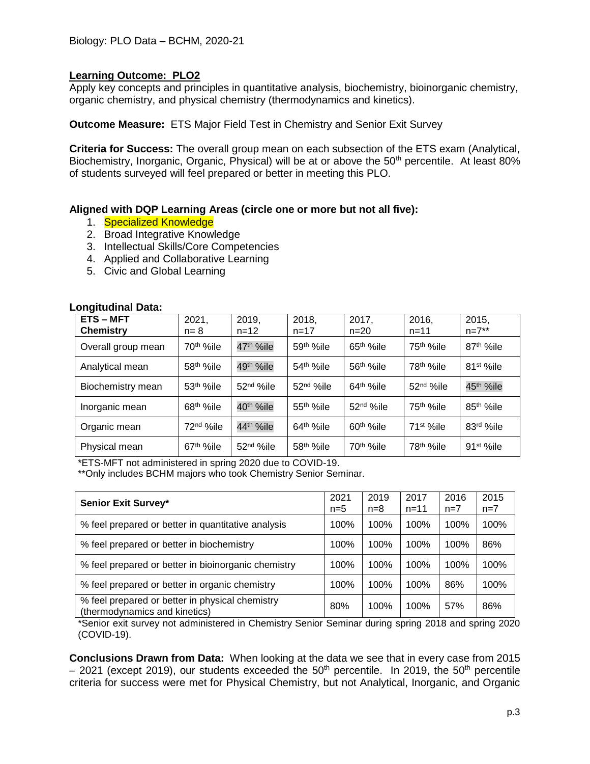Biology: PLO Data – BCHM, 2020-21

**Learning Outcome: PLO2**

Apply key concepts and principles in quantitative analysis, biochemistry, bioinorganic chemistry, organic chemistry, and physical chemistry (thermodynamics and kinetics).

**Outcome Measure:** ETS Major Field Test in Chemistry and Senior Exit Survey

**Criteria for Success:** The overall group mean on each subsection of the ETS exam (Analytical, Biochemistry, Inorganic, Organic, Physical) will be at or above the 50th percentile. At least 80% of students surveyed will feel prepared or better in meeting this PLO.

**Aligned with DQP Learning Areas (circle one or more but not all five):**

1. Specialized Knowledge
2. Broad Integrative Knowledge
3. Intellectual Skills/Core Competencies
4. Applied and Collaborative Learning
5. Civic and Global Learning

**Longitudinal Data:**

| ETS – MFT Chemistry | 2021, n= 8 | 2019, n=12 | 2018, n=17 | 2017, n=20 | 2016, n=11 | 2015, n=7** |
|---|---|---|---|---|---|---|
| Overall group mean | 70th %ile | 47th %ile | 59th %ile | 65th %ile | 75th %ile | 87th %ile |
| Analytical mean | 58th %ile | 49th %ile | 54th %ile | 56th %ile | 78th %ile | 81st %ile |
| Biochemistry mean | 53th %ile | 52nd %ile | 52nd %ile | 64th %ile | 52nd %ile | 45th %ile |
| Inorganic mean | 68th %ile | 40th %ile | 55th %ile | 52nd %ile | 75th %ile | 85th %ile |
| Organic mean | 72nd %ile | 44th %ile | 64th %ile | 60th %ile | 71st %ile | 83rd %ile |
| Physical mean | 67th %ile | 52nd %ile | 58th %ile | 70th %ile | 78th %ile | 91st %ile |

*ETS-MFT not administered in spring 2020 due to COVID-19.
**Only includes BCHM majors who took Chemistry Senior Seminar.

| Senior Exit Survey* | 2021 n=5 | 2019 n=8 | 2017 n=11 | 2016 n=7 | 2015 n=7 |
|---|---|---|---|---|---|
| % feel prepared or better in quantitative analysis | 100% | 100% | 100% | 100% | 100% |
| % feel prepared or better in biochemistry | 100% | 100% | 100% | 100% | 86% |
| % feel prepared or better in bioinorganic chemistry | 100% | 100% | 100% | 100% | 100% |
| % feel prepared or better in organic chemistry | 100% | 100% | 100% | 86% | 100% |
| % feel prepared or better in physical chemistry (thermodynamics and kinetics) | 80% | 100% | 100% | 57% | 86% |

*Senior exit survey not administered in Chemistry Senior Seminar during spring 2018 and spring 2020 (COVID-19).

**Conclusions Drawn from Data:** When looking at the data we see that in every case from 2015 – 2021 (except 2019), our students exceeded the 50th percentile. In 2019, the 50th percentile criteria for success were met for Physical Chemistry, but not Analytical, Inorganic, and Organic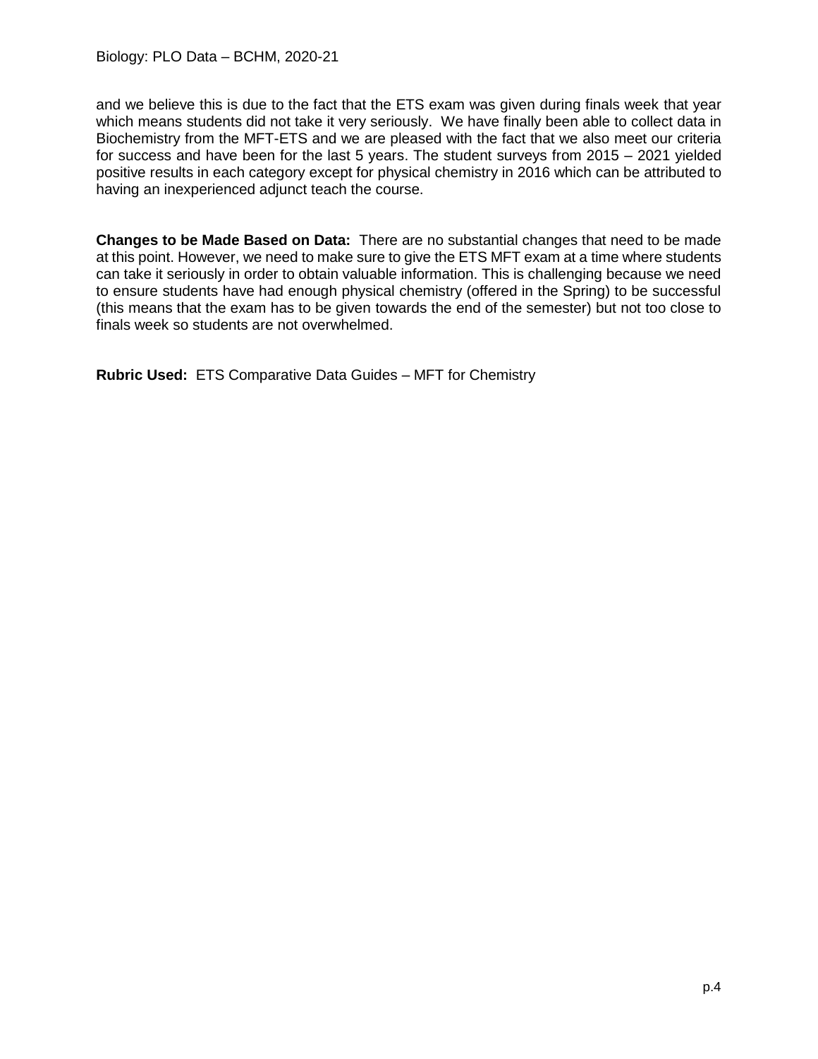and we believe this is due to the fact that the ETS exam was given during finals week that year which means students did not take it very seriously. We have finally been able to collect data in Biochemistry from the MFT-ETS and we are pleased with the fact that we also meet our criteria for success and have been for the last 5 years. The student surveys from 2015 – 2021 yielded positive results in each category except for physical chemistry in 2016 which can be attributed to having an inexperienced adjunct teach the course.

**Changes to be Made Based on Data:** There are no substantial changes that need to be made at this point. However, we need to make sure to give the ETS MFT exam at a time where students can take it seriously in order to obtain valuable information. This is challenging because we need to ensure students have had enough physical chemistry (offered in the Spring) to be successful (this means that the exam has to be given towards the end of the semester) but not too close to finals week so students are not overwhelmed.

**Rubric Used:** ETS Comparative Data Guides – MFT for Chemistry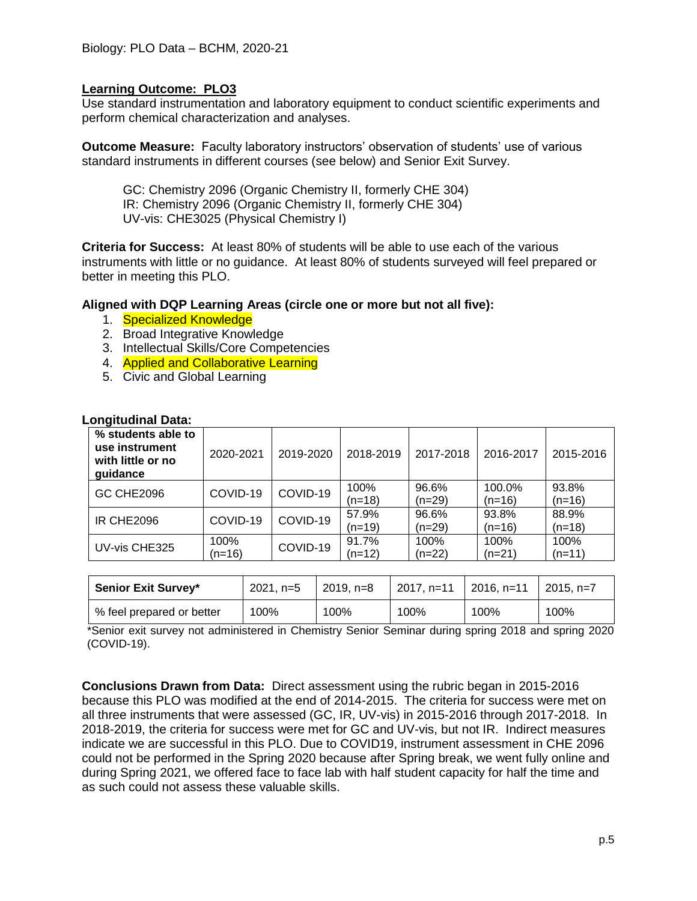Biology: PLO Data – BCHM, 2020-21

**Learning Outcome: PLO3**

Use standard instrumentation and laboratory equipment to conduct scientific experiments and perform chemical characterization and analyses.

**Outcome Measure:** Faculty laboratory instructors' observation of students' use of various standard instruments in different courses (see below) and Senior Exit Survey.

GC: Chemistry 2096 (Organic Chemistry II, formerly CHE 304)
IR: Chemistry 2096 (Organic Chemistry II, formerly CHE 304)
UV-vis: CHE3025 (Physical Chemistry I)

**Criteria for Success:** At least 80% of students will be able to use each of the various instruments with little or no guidance. At least 80% of students surveyed will feel prepared or better in meeting this PLO.

**Aligned with DQP Learning Areas (circle one or more but not all five):**

1. Specialized Knowledge
2. Broad Integrative Knowledge
3. Intellectual Skills/Core Competencies
4. Applied and Collaborative Learning
5. Civic and Global Learning

**Longitudinal Data:**

| % students able to use instrument with little or no guidance | 2020-2021 | 2019-2020 | 2018-2019 | 2017-2018 | 2016-2017 | 2015-2016 |
|---|---|---|---|---|---|---|
| GC CHE2096 | COVID-19 | COVID-19 | 100% (n=18) | 96.6% (n=29) | 100.0% (n=16) | 93.8% (n=16) |
| IR CHE2096 | COVID-19 | COVID-19 | 57.9% (n=19) | 96.6% (n=29) | 93.8% (n=16) | 88.9% (n=18) |
| UV-vis CHE325 | 100% (n=16) | COVID-19 | 91.7% (n=12) | 100% (n=22) | 100% (n=21) | 100% (n=11) |

| **Senior Exit Survey*** | 2021, n=5 | 2019, n=8 | 2017, n=11 | 2016, n=11 | 2015, n=7 |
|---|---|---|---|---|---|
| % feel prepared or better | 100% | 100% | 100% | 100% | 100% |

*Senior exit survey not administered in Chemistry Senior Seminar during spring 2018 and spring 2020 (COVID-19).

**Conclusions Drawn from Data:** Direct assessment using the rubric began in 2015-2016 because this PLO was modified at the end of 2014-2015. The criteria for success were met on all three instruments that were assessed (GC, IR, UV-vis) in 2015-2016 through 2017-2018. In 2018-2019, the criteria for success were met for GC and UV-vis, but not IR. Indirect measures indicate we are successful in this PLO. Due to COVID19, instrument assessment in CHE 2096 could not be performed in the Spring 2020 because after Spring break, we went fully online and during Spring 2021, we offered face to face lab with half student capacity for half the time and as such could not assess these valuable skills.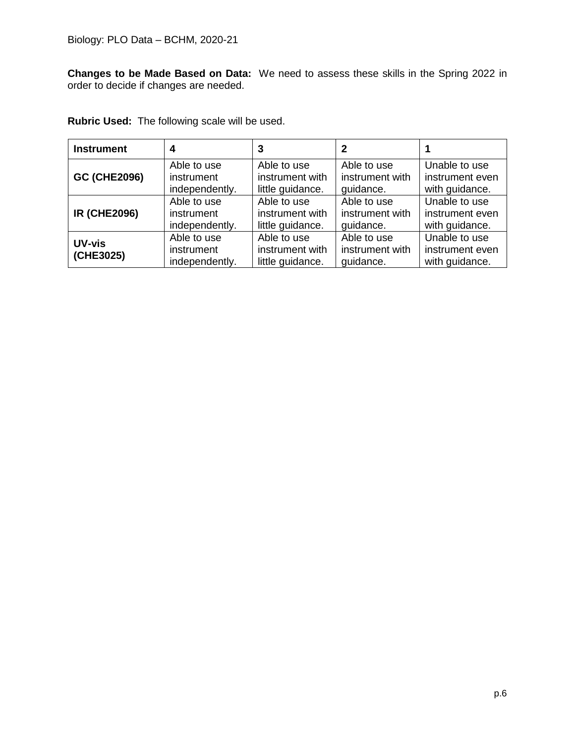**Changes to be Made Based on Data:** We need to assess these skills in the Spring 2022 in order to decide if changes are needed.

**Rubric Used:** The following scale will be used.

| **Instrument** | **4** | **3** | **2** | **1** |
|---|---|---|---|---|
| **GC (CHE2096)** | Able to use instrument independently. | Able to use instrument with little guidance. | Able to use instrument with guidance. | Unable to use instrument even with guidance. |
| **IR (CHE2096)** | Able to use instrument independently. | Able to use instrument with little guidance. | Able to use instrument with guidance. | Unable to use instrument even with guidance. |
| **UV-vis (CHE3025)** | Able to use instrument independently. | Able to use instrument with little guidance. | Able to use instrument with guidance. | Unable to use instrument even with guidance. |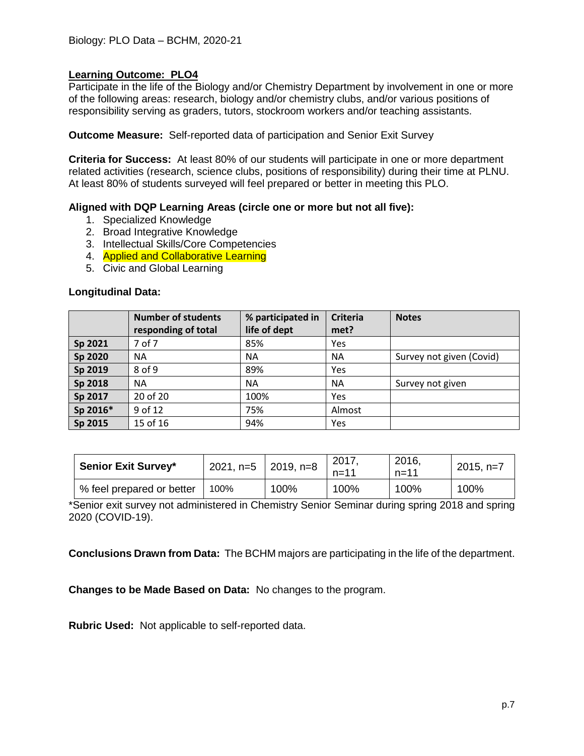Biology: PLO Data – BCHM, 2020-21

**Learning Outcome: PLO4**

Participate in the life of the Biology and/or Chemistry Department by involvement in one or more of the following areas: research, biology and/or chemistry clubs, and/or various positions of responsibility serving as graders, tutors, stockroom workers and/or teaching assistants.

**Outcome Measure:** Self-reported data of participation and Senior Exit Survey

**Criteria for Success:** At least 80% of our students will participate in one or more department related activities (research, science clubs, positions of responsibility) during their time at PLNU. At least 80% of students surveyed will feel prepared or better in meeting this PLO.

**Aligned with DQP Learning Areas (circle one or more but not all five):**

1. Specialized Knowledge
2. Broad Integrative Knowledge
3. Intellectual Skills/Core Competencies
4. Applied and Collaborative Learning
5. Civic and Global Learning

**Longitudinal Data:**

| | Number of students responding of total | % participated in life of dept | Criteria met? | Notes |
|---|---|---|---|---|
| **Sp 2021** | 7 of 7 | 85% | Yes | |
| **Sp 2020** | NA | NA | NA | Survey not given (Covid) |
| **Sp 2019** | 8 of 9 | 89% | Yes | |
| **Sp 2018** | NA | NA | NA | Survey not given |
| **Sp 2017** | 20 of 20 | 100% | Yes | |
| **Sp 2016*** | 9 of 12 | 75% | Almost | |
| **Sp 2015** | 15 of 16 | 94% | Yes | |

| Senior Exit Survey* | 2021, n=5 | 2019, n=8 | 2017, n=11 | 2016, n=11 | 2015, n=7 |
|---|---|---|---|---|---|
| % feel prepared or better | 100% | 100% | 100% | 100% | 100% |

*Senior exit survey not administered in Chemistry Senior Seminar during spring 2018 and spring 2020 (COVID-19).

**Conclusions Drawn from Data:** The BCHM majors are participating in the life of the department.

**Changes to be Made Based on Data:** No changes to the program.

**Rubric Used:** Not applicable to self-reported data.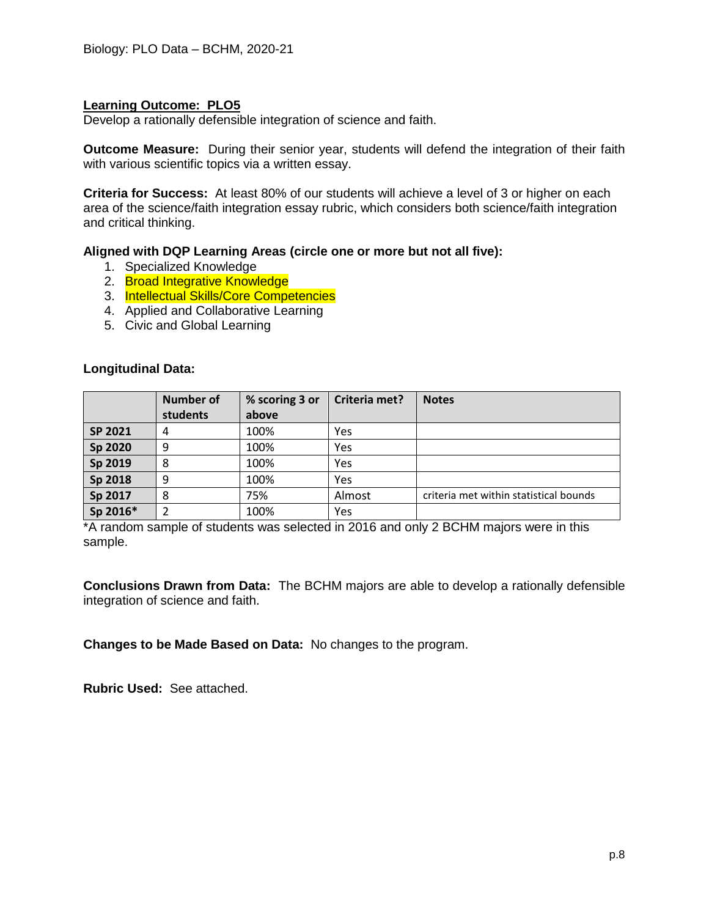Biology: PLO Data – BCHM, 2020-21

**Learning Outcome: PLO5**
Develop a rationally defensible integration of science and faith.

**Outcome Measure:** During their senior year, students will defend the integration of their faith with various scientific topics via a written essay.

**Criteria for Success:** At least 80% of our students will achieve a level of 3 or higher on each area of the science/faith integration essay rubric, which considers both science/faith integration and critical thinking.

**Aligned with DQP Learning Areas (circle one or more but not all five):**

1. Specialized Knowledge
2. Broad Integrative Knowledge
3. Intellectual Skills/Core Competencies
4. Applied and Collaborative Learning
5. Civic and Global Learning

**Longitudinal Data:**

| | Number of students | % scoring 3 or above | Criteria met? | Notes |
|---|---|---|---|---|
| **SP 2021** | 4 | 100% | Yes | |
| **Sp 2020** | 9 | 100% | Yes | |
| **Sp 2019** | 8 | 100% | Yes | |
| **Sp 2018** | 9 | 100% | Yes | |
| **Sp 2017** | 8 | 75% | Almost | criteria met within statistical bounds |
| **Sp 2016*** | 2 | 100% | Yes | |

*A random sample of students was selected in 2016 and only 2 BCHM majors were in this sample.

**Conclusions Drawn from Data:** The BCHM majors are able to develop a rationally defensible integration of science and faith.

**Changes to be Made Based on Data:** No changes to the program.

**Rubric Used:** See attached.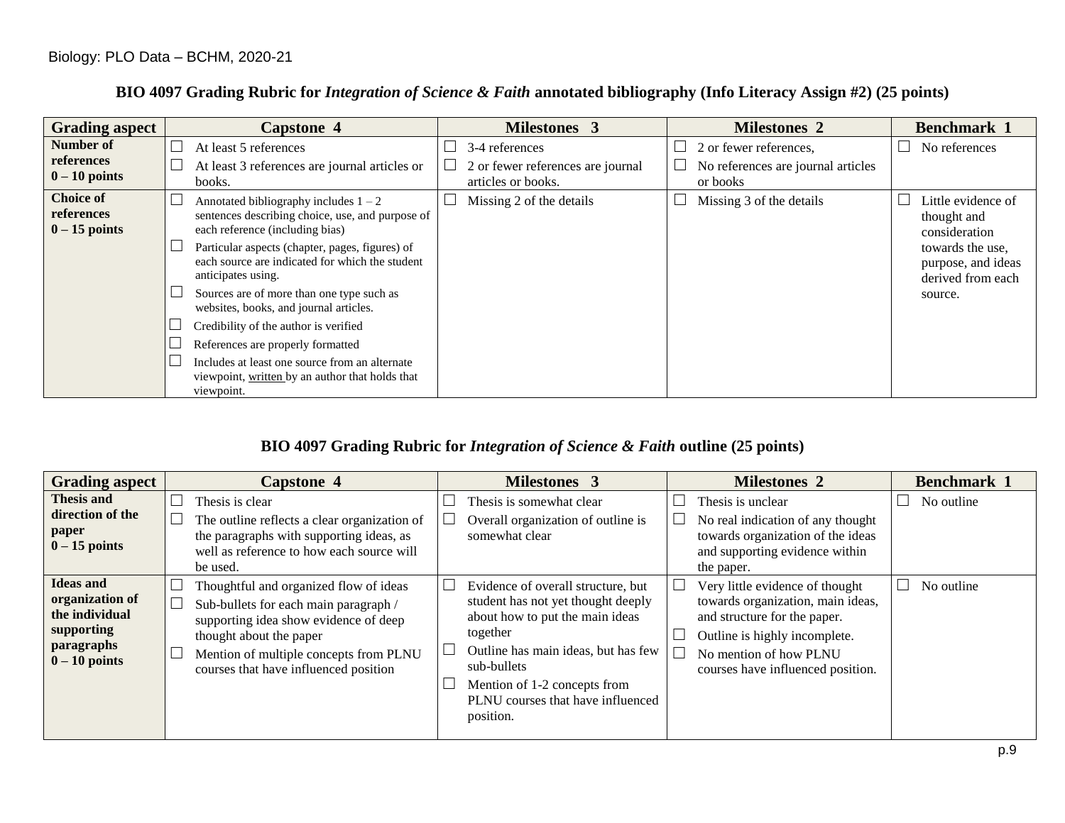Biology: PLO Data – BCHM, 2020-21

### BIO 4097 Grading Rubric for *Integration of Science & Faith* annotated bibliography (Info Literacy Assign #2) (25 points)

| Grading aspect | Capstone 4 | Milestones 3 | Milestones 2 | Benchmark 1 |
|---|---|---|---|---|
| **Number of references 0 – 10 points** | ☐ At least 5 references<br>☐ At least 3 references are journal articles or books. | ☐ 3-4 references<br>☐ 2 or fewer references are journal articles or books. | ☐ 2 or fewer references,<br>☐ No references are journal articles or books | ☐ No references |
| **Choice of references 0 – 15 points** | ☐ Annotated bibliography includes 1 – 2 sentences describing choice, use, and purpose of each reference (including bias)<br>☐ Particular aspects (chapter, pages, figures) of each source are indicated for which the student anticipates using.<br>☐ Sources are of more than one type such as websites, books, and journal articles.<br>☐ Credibility of the author is verified<br>☐ References are properly formatted<br>☐ Includes at least one source from an alternate viewpoint, written by an author that holds that viewpoint. | ☐ Missing 2 of the details | ☐ Missing 3 of the details | ☐ Little evidence of thought and consideration towards the use, purpose, and ideas derived from each source. |

### BIO 4097 Grading Rubric for *Integration of Science & Faith* outline (25 points)

| Grading aspect | Capstone 4 | Milestones 3 | Milestones 2 | Benchmark 1 |
|---|---|---|---|---|
| **Thesis and direction of the paper 0 – 15 points** | ☐ Thesis is clear<br>☐ The outline reflects a clear organization of the paragraphs with supporting ideas, as well as reference to how each source will be used. | ☐ Thesis is somewhat clear<br>☐ Overall organization of outline is somewhat clear | ☐ Thesis is unclear<br>☐ No real indication of any thought towards organization of the ideas and supporting evidence within the paper. | ☐ No outline |
| **Ideas and organization of the individual supporting paragraphs 0 – 10 points** | ☐ Thoughtful and organized flow of ideas<br>☐ Sub-bullets for each main paragraph / supporting idea show evidence of deep thought about the paper<br>☐ Mention of multiple concepts from PLNU courses that have influenced position | ☐ Evidence of overall structure, but student has not yet thought deeply about how to put the main ideas together<br>☐ Outline has main ideas, but has few sub-bullets<br>☐ Mention of 1-2 concepts from PLNU courses that have influenced position. | ☐ Very little evidence of thought towards organization, main ideas, and structure for the paper.<br>☐ Outline is highly incomplete.<br>☐ No mention of how PLNU courses have influenced position. | ☐ No outline |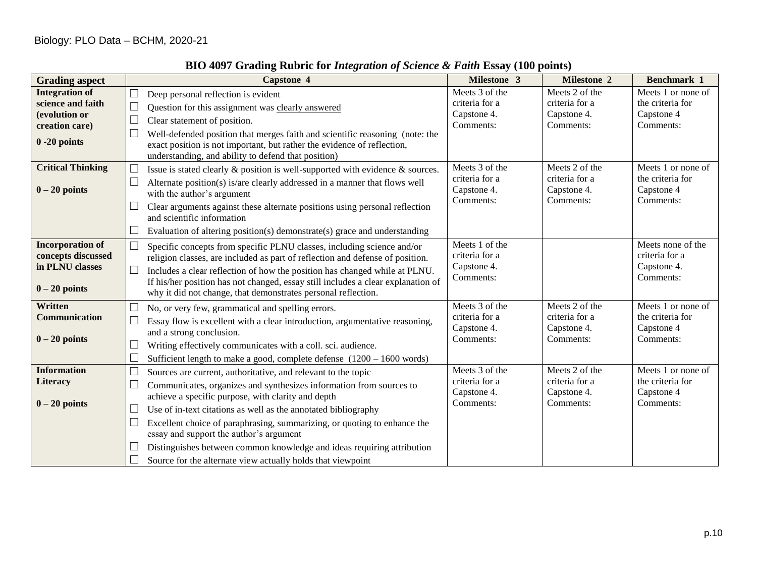Biology: PLO Data – BCHM, 2020-21

## BIO 4097 Grading Rubric for *Integration of Science & Faith* Essay (100 points)

| Grading aspect | Capstone 4 | Milestone 3 | Milestone 2 | Benchmark 1 |
|---|---|---|---|---|
| **Integration of science and faith (evolution or creation care)**<br><br>**0 -20 points** | ☐ Deep personal reflection is evident<br>☐ Question for this assignment was clearly answered<br>☐ Clear statement of position.<br>☐ Well-defended position that merges faith and scientific reasoning (note: the exact position is not important, but rather the evidence of reflection, understanding, and ability to defend that position) | Meets 3 of the criteria for a Capstone 4. Comments: | Meets 2 of the criteria for a Capstone 4. Comments: | Meets 1 or none of the criteria for Capstone 4 Comments: |
| **Critical Thinking**<br><br>**0 – 20 points** | ☐ Issue is stated clearly & position is well-supported with evidence & sources.<br>☐ Alternate position(s) is/are clearly addressed in a manner that flows well with the author's argument<br>☐ Clear arguments against these alternate positions using personal reflection and scientific information<br>☐ Evaluation of altering position(s) demonstrate(s) grace and understanding | Meets 3 of the criteria for a Capstone 4. Comments: | Meets 2 of the criteria for a Capstone 4. Comments: | Meets 1 or none of the criteria for Capstone 4 Comments: |
| **Incorporation of concepts discussed in PLNU classes**<br><br>**0 – 20 points** | ☐ Specific concepts from specific PLNU classes, including science and/or religion classes, are included as part of reflection and defense of position.<br>☐ Includes a clear reflection of how the position has changed while at PLNU. If his/her position has not changed, essay still includes a clear explanation of why it did not change, that demonstrates personal reflection. | Meets 1 of the criteria for a Capstone 4. Comments: | | Meets none of the criteria for a Capstone 4. Comments: |
| **Written Communication**<br><br>**0 – 20 points** | ☐ No, or very few, grammatical and spelling errors.<br>☐ Essay flow is excellent with a clear introduction, argumentative reasoning, and a strong conclusion.<br>☐ Writing effectively communicates with a coll. sci. audience.<br>☐ Sufficient length to make a good, complete defense (1200 – 1600 words) | Meets 3 of the criteria for a Capstone 4. Comments: | Meets 2 of the criteria for a Capstone 4. Comments: | Meets 1 or none of the criteria for Capstone 4 Comments: |
| **Information Literacy**<br><br>**0 – 20 points** | ☐ Sources are current, authoritative, and relevant to the topic<br>☐ Communicates, organizes and synthesizes information from sources to achieve a specific purpose, with clarity and depth<br>☐ Use of in-text citations as well as the annotated bibliography<br>☐ Excellent choice of paraphrasing, summarizing, or quoting to enhance the essay and support the author's argument<br>☐ Distinguishes between common knowledge and ideas requiring attribution<br>☐ Source for the alternate view actually holds that viewpoint | Meets 3 of the criteria for a Capstone 4. Comments: | Meets 2 of the criteria for a Capstone 4. Comments: | Meets 1 or none of the criteria for Capstone 4 Comments: |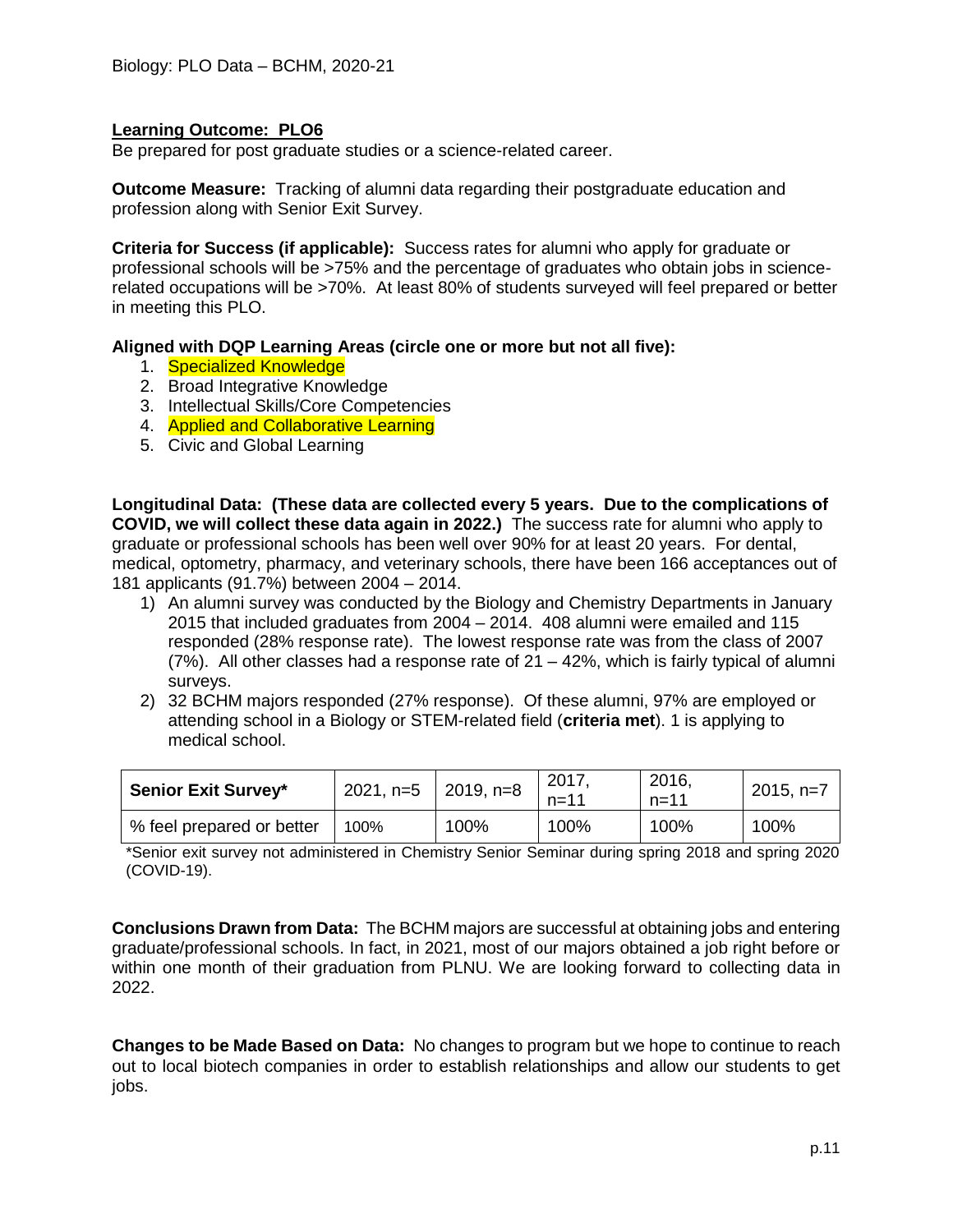**Learning Outcome: PLO6**

Be prepared for post graduate studies or a science-related career.

**Outcome Measure:** Tracking of alumni data regarding their postgraduate education and profession along with Senior Exit Survey.

**Criteria for Success (if applicable):** Success rates for alumni who apply for graduate or professional schools will be >75% and the percentage of graduates who obtain jobs in science-related occupations will be >70%. At least 80% of students surveyed will feel prepared or better in meeting this PLO.

**Aligned with DQP Learning Areas (circle one or more but not all five):**

1. Specialized Knowledge
2. Broad Integrative Knowledge
3. Intellectual Skills/Core Competencies
4. Applied and Collaborative Learning
5. Civic and Global Learning

**Longitudinal Data: (These data are collected every 5 years. Due to the complications of COVID, we will collect these data again in 2022.)** The success rate for alumni who apply to graduate or professional schools has been well over 90% for at least 20 years. For dental, medical, optometry, pharmacy, and veterinary schools, there have been 166 acceptances out of 181 applicants (91.7%) between 2004 – 2014.

1) An alumni survey was conducted by the Biology and Chemistry Departments in January 2015 that included graduates from 2004 – 2014. 408 alumni were emailed and 115 responded (28% response rate). The lowest response rate was from the class of 2007 (7%). All other classes had a response rate of 21 – 42%, which is fairly typical of alumni surveys.
2) 32 BCHM majors responded (27% response). Of these alumni, 97% are employed or attending school in a Biology or STEM-related field (**criteria met**). 1 is applying to medical school.

| **Senior Exit Survey*** | 2021, n=5 | 2019, n=8 | 2017, n=11 | 2016, n=11 | 2015, n=7 |
|---|---|---|---|---|---|
| % feel prepared or better | 100% | 100% | 100% | 100% | 100% |

*Senior exit survey not administered in Chemistry Senior Seminar during spring 2018 and spring 2020 (COVID-19).

**Conclusions Drawn from Data:** The BCHM majors are successful at obtaining jobs and entering graduate/professional schools. In fact, in 2021, most of our majors obtained a job right before or within one month of their graduation from PLNU. We are looking forward to collecting data in 2022.

**Changes to be Made Based on Data:** No changes to program but we hope to continue to reach out to local biotech companies in order to establish relationships and allow our students to get jobs.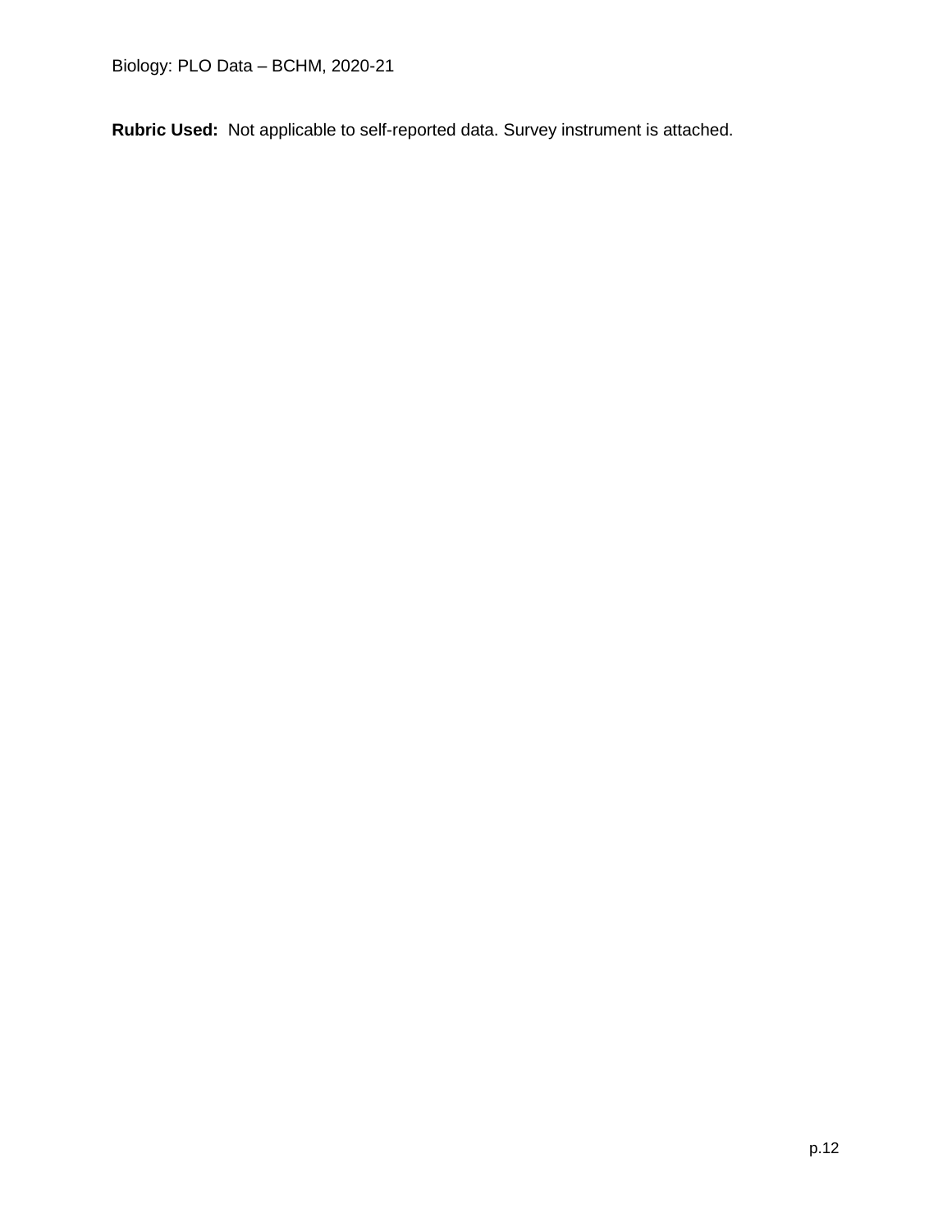**Rubric Used:** Not applicable to self-reported data. Survey instrument is attached.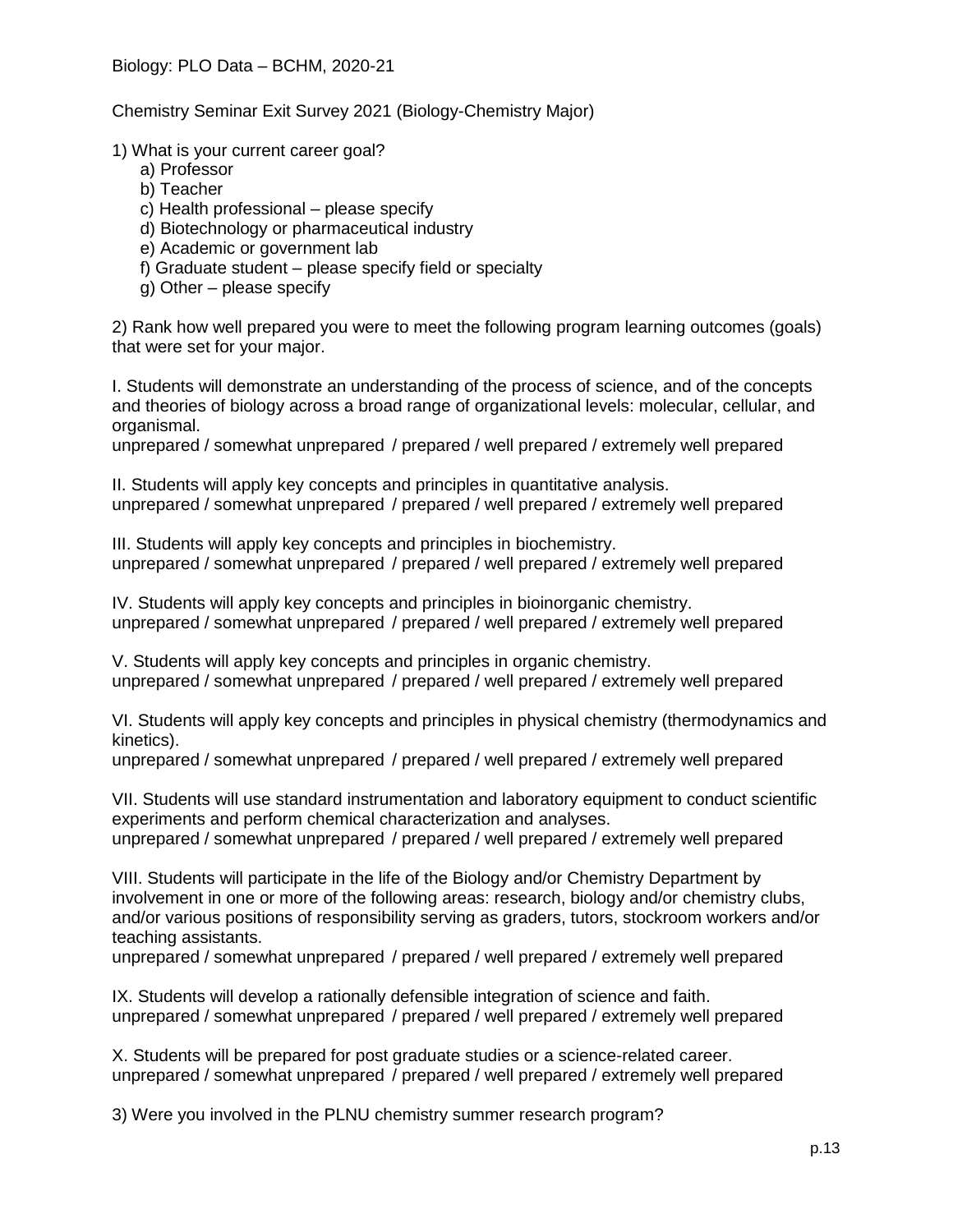Biology: PLO Data – BCHM, 2020-21

Chemistry Seminar Exit Survey 2021 (Biology-Chemistry Major)

1) What is your current career goal?

a) Professor
b) Teacher
c) Health professional – please specify
d) Biotechnology or pharmaceutical industry
e) Academic or government lab
f) Graduate student – please specify field or specialty
g) Other – please specify

2) Rank how well prepared you were to meet the following program learning outcomes (goals) that were set for your major.

I. Students will demonstrate an understanding of the process of science, and of the concepts and theories of biology across a broad range of organizational levels: molecular, cellular, and organismal.
unprepared / somewhat unprepared / prepared / well prepared / extremely well prepared

II. Students will apply key concepts and principles in quantitative analysis.
unprepared / somewhat unprepared / prepared / well prepared / extremely well prepared

III. Students will apply key concepts and principles in biochemistry.
unprepared / somewhat unprepared / prepared / well prepared / extremely well prepared

IV. Students will apply key concepts and principles in bioinorganic chemistry.
unprepared / somewhat unprepared / prepared / well prepared / extremely well prepared

V. Students will apply key concepts and principles in organic chemistry.
unprepared / somewhat unprepared / prepared / well prepared / extremely well prepared

VI. Students will apply key concepts and principles in physical chemistry (thermodynamics and kinetics).
unprepared / somewhat unprepared / prepared / well prepared / extremely well prepared

VII. Students will use standard instrumentation and laboratory equipment to conduct scientific experiments and perform chemical characterization and analyses.
unprepared / somewhat unprepared / prepared / well prepared / extremely well prepared

VIII. Students will participate in the life of the Biology and/or Chemistry Department by involvement in one or more of the following areas: research, biology and/or chemistry clubs, and/or various positions of responsibility serving as graders, tutors, stockroom workers and/or teaching assistants.
unprepared / somewhat unprepared / prepared / well prepared / extremely well prepared

IX. Students will develop a rationally defensible integration of science and faith.
unprepared / somewhat unprepared / prepared / well prepared / extremely well prepared

X. Students will be prepared for post graduate studies or a science-related career.
unprepared / somewhat unprepared / prepared / well prepared / extremely well prepared

3) Were you involved in the PLNU chemistry summer research program?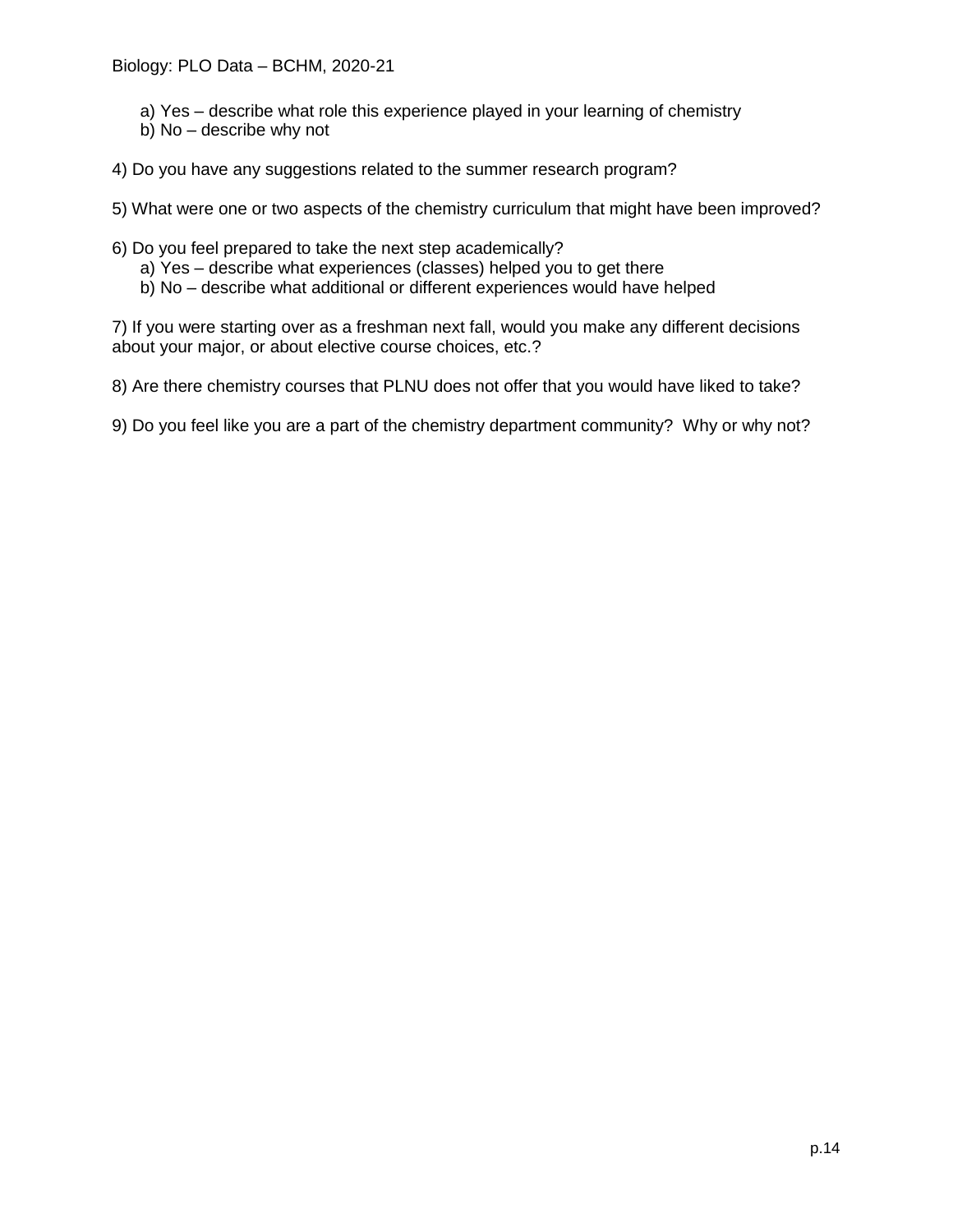a) Yes – describe what role this experience played in your learning of chemistry
b) No – describe why not

4) Do you have any suggestions related to the summer research program?

5) What were one or two aspects of the chemistry curriculum that might have been improved?

6) Do you feel prepared to take the next step academically?
  a) Yes – describe what experiences (classes) helped you to get there
  b) No – describe what additional or different experiences would have helped

7) If you were starting over as a freshman next fall, would you make any different decisions about your major, or about elective course choices, etc.?

8) Are there chemistry courses that PLNU does not offer that you would have liked to take?

9) Do you feel like you are a part of the chemistry department community? Why or why not?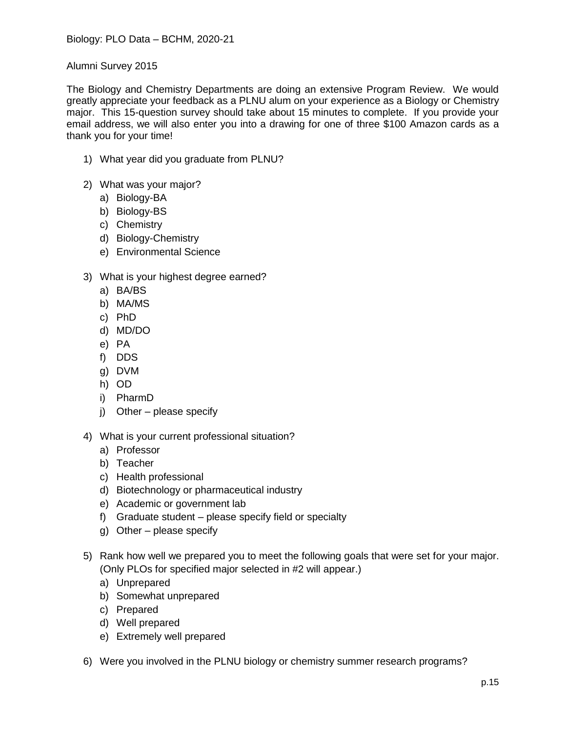Alumni Survey 2015

The Biology and Chemistry Departments are doing an extensive Program Review. We would greatly appreciate your feedback as a PLNU alum on your experience as a Biology or Chemistry major. This 15-question survey should take about 15 minutes to complete. If you provide your email address, we will also enter you into a drawing for one of three $100 Amazon cards as a thank you for your time!

1) What year did you graduate from PLNU?

2) What was your major?
   a) Biology-BA
   b) Biology-BS
   c) Chemistry
   d) Biology-Chemistry
   e) Environmental Science

3) What is your highest degree earned?
   a) BA/BS
   b) MA/MS
   c) PhD
   d) MD/DO
   e) PA
   f) DDS
   g) DVM
   h) OD
   i) PharmD
   j) Other – please specify

4) What is your current professional situation?
   a) Professor
   b) Teacher
   c) Health professional
   d) Biotechnology or pharmaceutical industry
   e) Academic or government lab
   f) Graduate student – please specify field or specialty
   g) Other – please specify

5) Rank how well we prepared you to meet the following goals that were set for your major. (Only PLOs for specified major selected in #2 will appear.)
   a) Unprepared
   b) Somewhat unprepared
   c) Prepared
   d) Well prepared
   e) Extremely well prepared

6) Were you involved in the PLNU biology or chemistry summer research programs?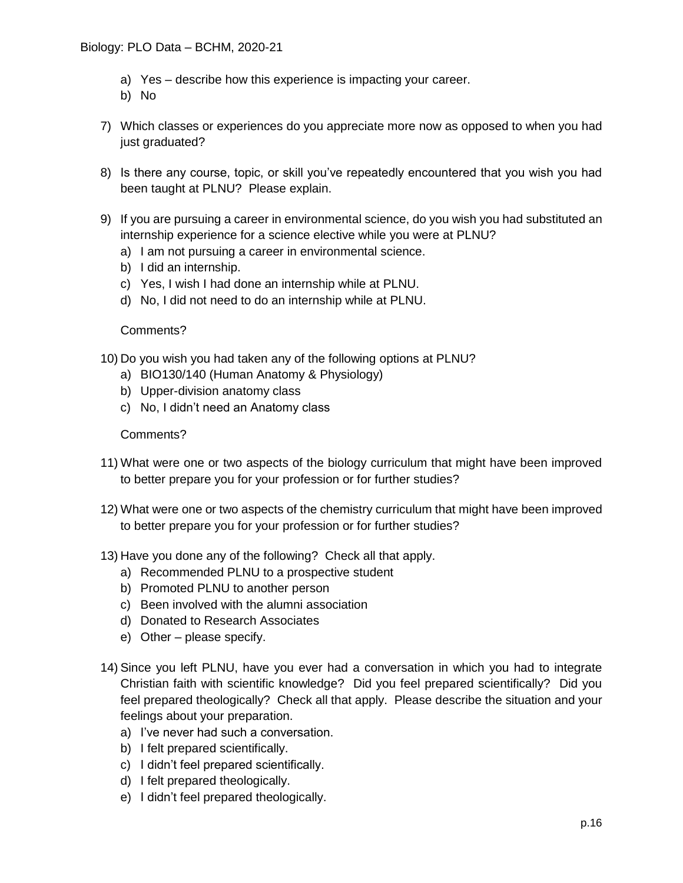a) Yes – describe how this experience is impacting your career.
b) No

7) Which classes or experiences do you appreciate more now as opposed to when you had just graduated?

8) Is there any course, topic, or skill you've repeatedly encountered that you wish you had been taught at PLNU? Please explain.

9) If you are pursuing a career in environmental science, do you wish you had substituted an internship experience for a science elective while you were at PLNU?
   a) I am not pursuing a career in environmental science.
   b) I did an internship.
   c) Yes, I wish I had done an internship while at PLNU.
   d) No, I did not need to do an internship while at PLNU.

   Comments?

10) Do you wish you had taken any of the following options at PLNU?
    a) BIO130/140 (Human Anatomy & Physiology)
    b) Upper-division anatomy class
    c) No, I didn't need an Anatomy class

    Comments?

11) What were one or two aspects of the biology curriculum that might have been improved to better prepare you for your profession or for further studies?

12) What were one or two aspects of the chemistry curriculum that might have been improved to better prepare you for your profession or for further studies?

13) Have you done any of the following? Check all that apply.
    a) Recommended PLNU to a prospective student
    b) Promoted PLNU to another person
    c) Been involved with the alumni association
    d) Donated to Research Associates
    e) Other – please specify.

14) Since you left PLNU, have you ever had a conversation in which you had to integrate Christian faith with scientific knowledge? Did you feel prepared scientifically? Did you feel prepared theologically? Check all that apply. Please describe the situation and your feelings about your preparation.
    a) I've never had such a conversation.
    b) I felt prepared scientifically.
    c) I didn't feel prepared scientifically.
    d) I felt prepared theologically.
    e) I didn't feel prepared theologically.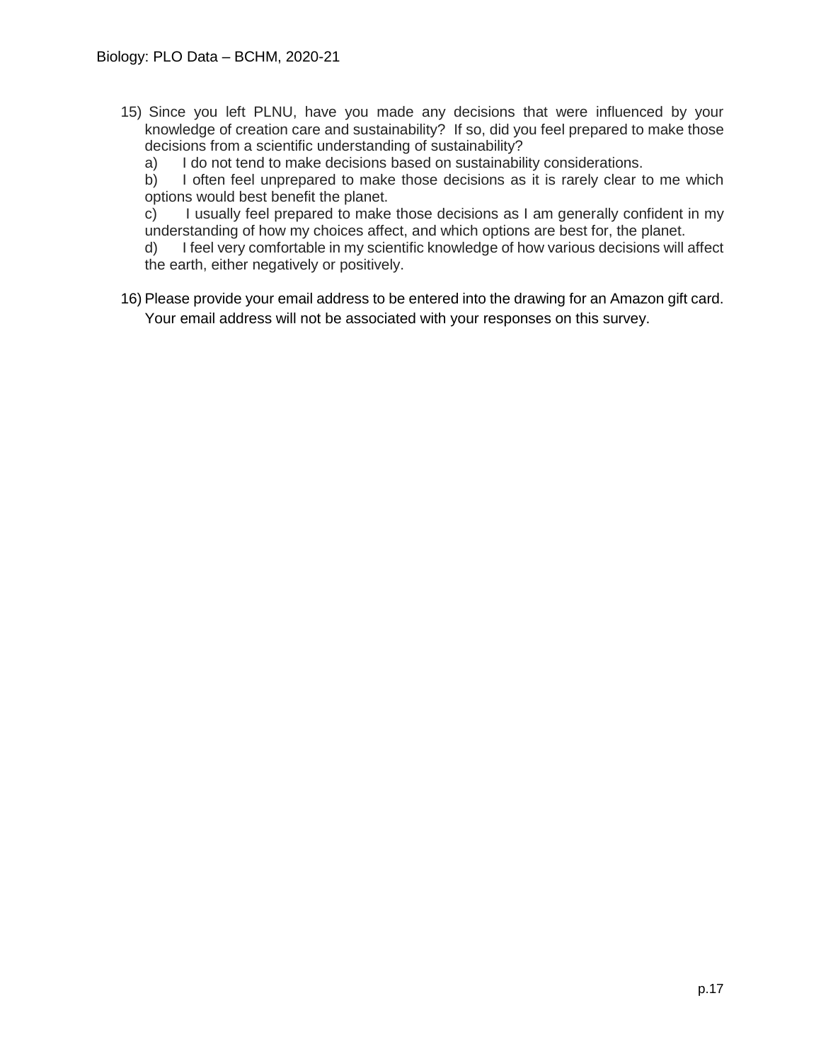15) Since you left PLNU, have you made any decisions that were influenced by your knowledge of creation care and sustainability? If so, did you feel prepared to make those decisions from a scientific understanding of sustainability?

    a) I do not tend to make decisions based on sustainability considerations.

    b) I often feel unprepared to make those decisions as it is rarely clear to me which options would best benefit the planet.

    c) I usually feel prepared to make those decisions as I am generally confident in my understanding of how my choices affect, and which options are best for, the planet.

    d) I feel very comfortable in my scientific knowledge of how various decisions will affect the earth, either negatively or positively.

16) Please provide your email address to be entered into the drawing for an Amazon gift card. Your email address will not be associated with your responses on this survey.